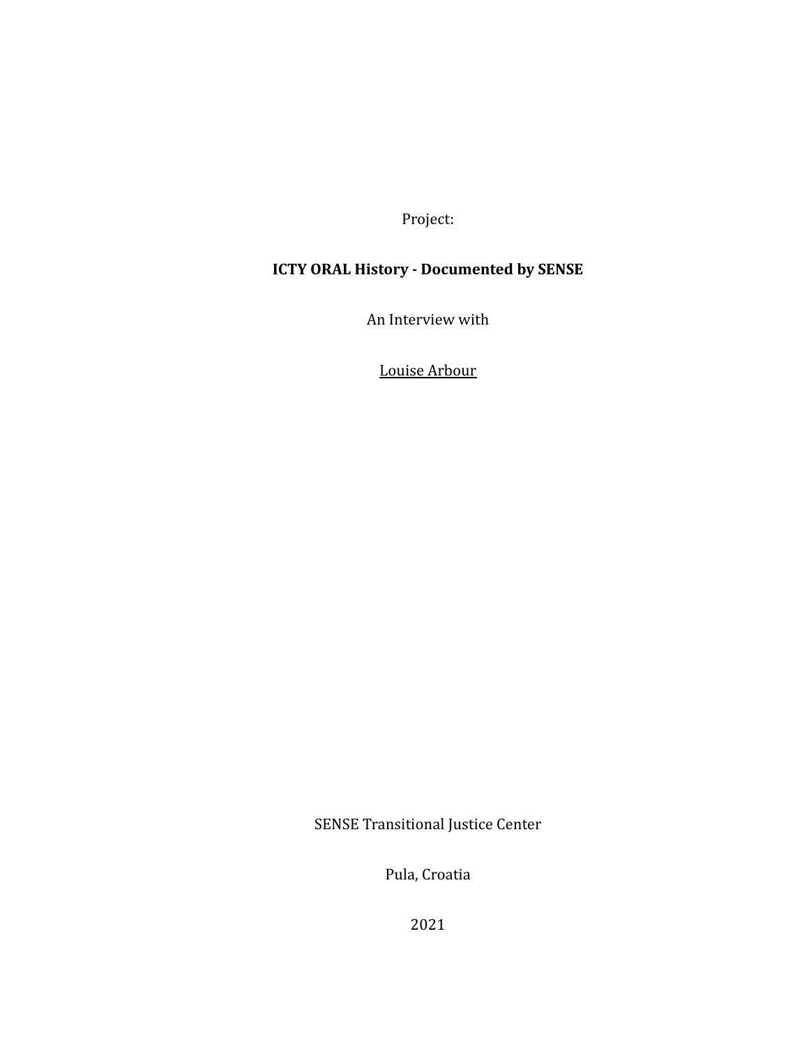Project:

**ICTY ORAL History - Documented by SENSE**

An Interview with

<u>Louise Arbour</u>

SENSE Transitional Justice Center

Pula, Croatia

2021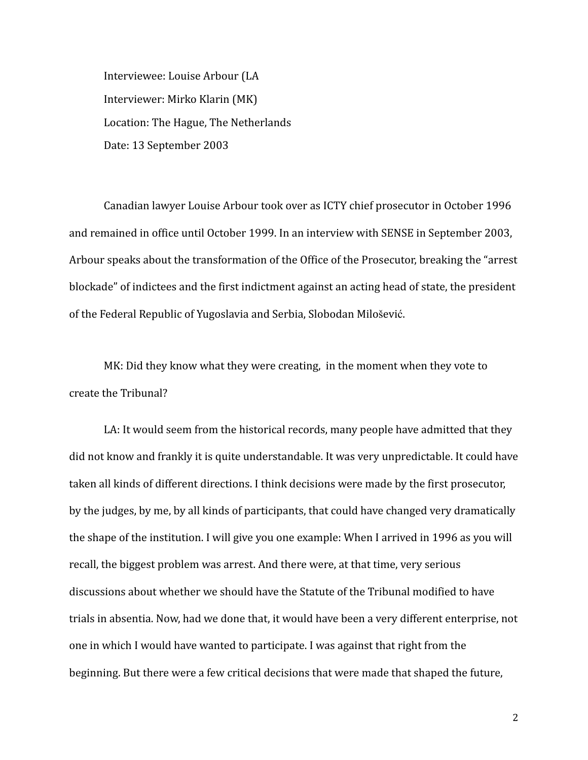Interviewee: Louise Arbour (LA

Interviewer: Mirko Klarin (MK)

Location: The Hague, The Netherlands

Date: 13 September 2003

Canadian lawyer Louise Arbour took over as ICTY chief prosecutor in October 1996 and remained in office until October 1999. In an interview with SENSE in September 2003, Arbour speaks about the transformation of the Office of the Prosecutor, breaking the "arrest blockade" of indictees and the first indictment against an acting head of state, the president of the Federal Republic of Yugoslavia and Serbia, Slobodan Milošević.

MK: Did they know what they were creating, in the moment when they vote to create the Tribunal?

LA: It would seem from the historical records, many people have admitted that they did not know and frankly it is quite understandable. It was very unpredictable. It could have taken all kinds of different directions. I think decisions were made by the first prosecutor, by the judges, by me, by all kinds of participants, that could have changed very dramatically the shape of the institution. I will give you one example: When I arrived in 1996 as you will recall, the biggest problem was arrest. And there were, at that time, very serious discussions about whether we should have the Statute of the Tribunal modified to have trials in absentia. Now, had we done that, it would have been a very different enterprise, not one in which I would have wanted to participate. I was against that right from the beginning. But there were a few critical decisions that were made that shaped the future,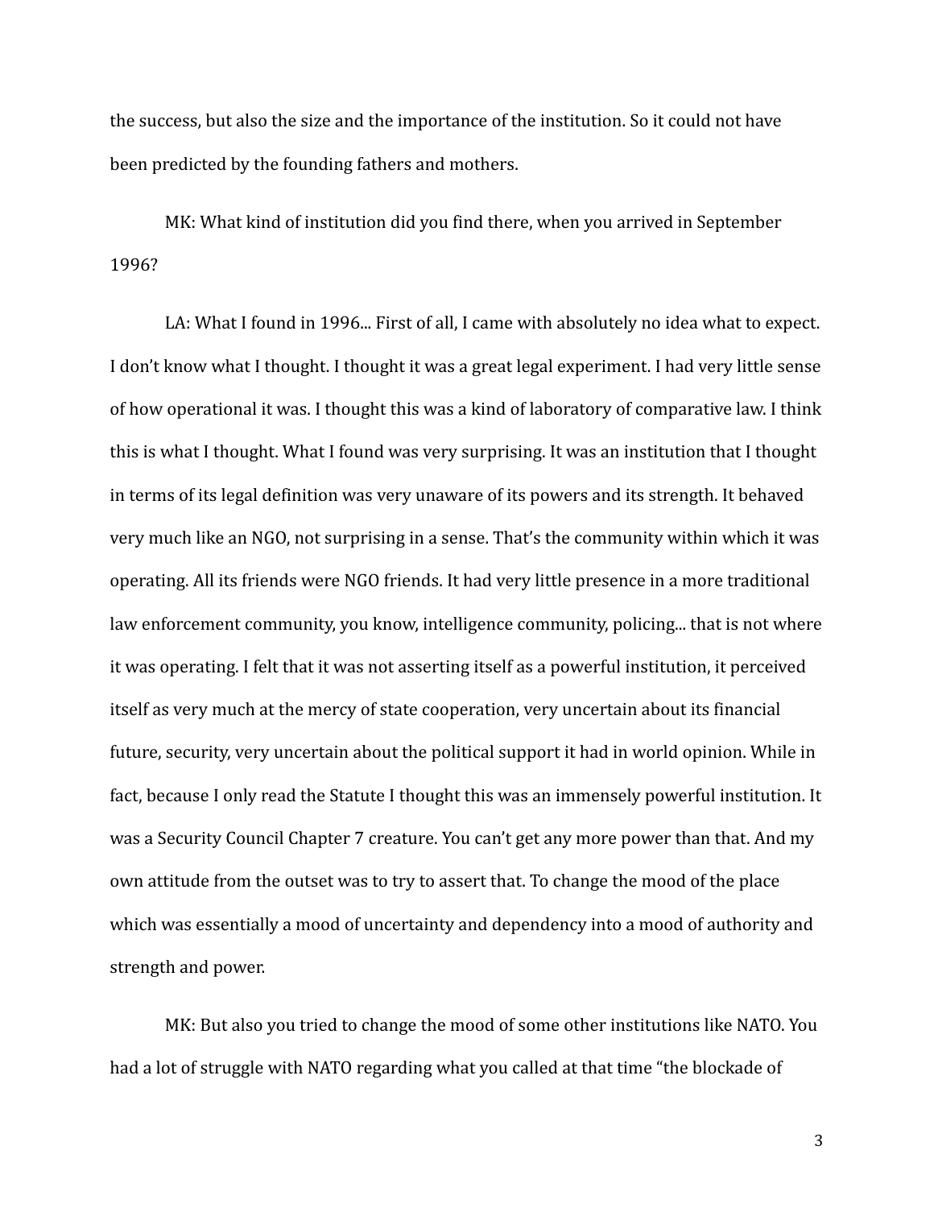the success, but also the size and the importance of the institution. So it could not have been predicted by the founding fathers and mothers.

MK: What kind of institution did you find there, when you arrived in September 1996?

LA: What I found in 1996... First of all, I came with absolutely no idea what to expect. I don't know what I thought. I thought it was a great legal experiment. I had very little sense of how operational it was. I thought this was a kind of laboratory of comparative law. I think this is what I thought. What I found was very surprising. It was an institution that I thought in terms of its legal definition was very unaware of its powers and its strength. It behaved very much like an NGO, not surprising in a sense. That's the community within which it was operating. All its friends were NGO friends. It had very little presence in a more traditional law enforcement community, you know, intelligence community, policing... that is not where it was operating. I felt that it was not asserting itself as a powerful institution, it perceived itself as very much at the mercy of state cooperation, very uncertain about its financial future, security, very uncertain about the political support it had in world opinion. While in fact, because I only read the Statute I thought this was an immensely powerful institution. It was a Security Council Chapter 7 creature. You can't get any more power than that. And my own attitude from the outset was to try to assert that. To change the mood of the place which was essentially a mood of uncertainty and dependency into a mood of authority and strength and power.

MK: But also you tried to change the mood of some other institutions like NATO. You had a lot of struggle with NATO regarding what you called at that time "the blockade of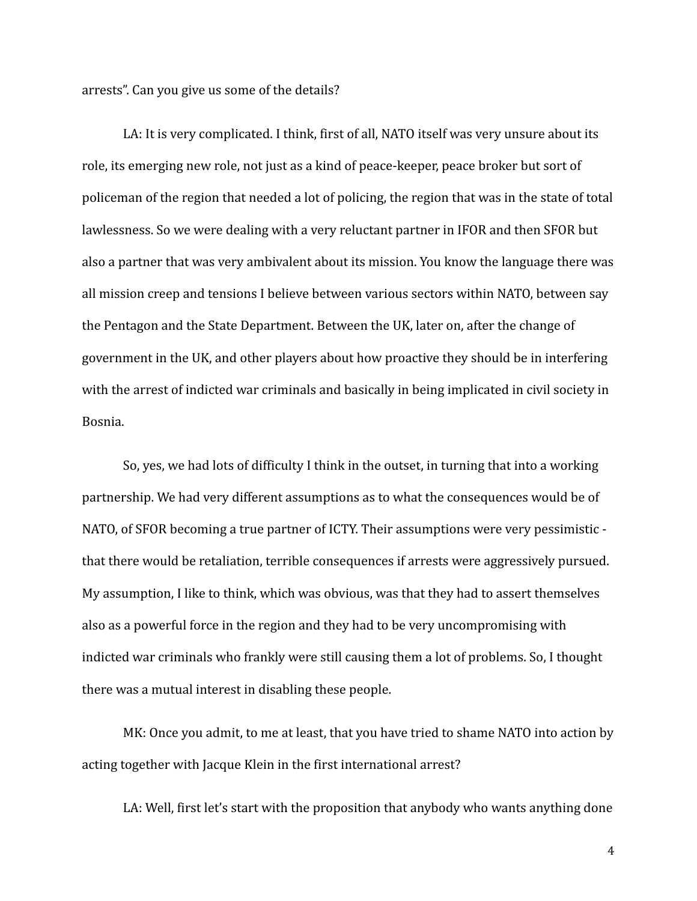arrests". Can you give us some of the details?

LA: It is very complicated. I think, first of all, NATO itself was very unsure about its role, its emerging new role, not just as a kind of peace-keeper, peace broker but sort of policeman of the region that needed a lot of policing, the region that was in the state of total lawlessness. So we were dealing with a very reluctant partner in IFOR and then SFOR but also a partner that was very ambivalent about its mission. You know the language there was all mission creep and tensions I believe between various sectors within NATO, between say the Pentagon and the State Department. Between the UK, later on, after the change of government in the UK, and other players about how proactive they should be in interfering with the arrest of indicted war criminals and basically in being implicated in civil society in Bosnia.

So, yes, we had lots of difficulty I think in the outset, in turning that into a working partnership. We had very different assumptions as to what the consequences would be of NATO, of SFOR becoming a true partner of ICTY. Their assumptions were very pessimistic - that there would be retaliation, terrible consequences if arrests were aggressively pursued. My assumption, I like to think, which was obvious, was that they had to assert themselves also as a powerful force in the region and they had to be very uncompromising with indicted war criminals who frankly were still causing them a lot of problems. So, I thought there was a mutual interest in disabling these people.

MK: Once you admit, to me at least, that you have tried to shame NATO into action by acting together with Jacque Klein in the first international arrest?

LA: Well, first let's start with the proposition that anybody who wants anything done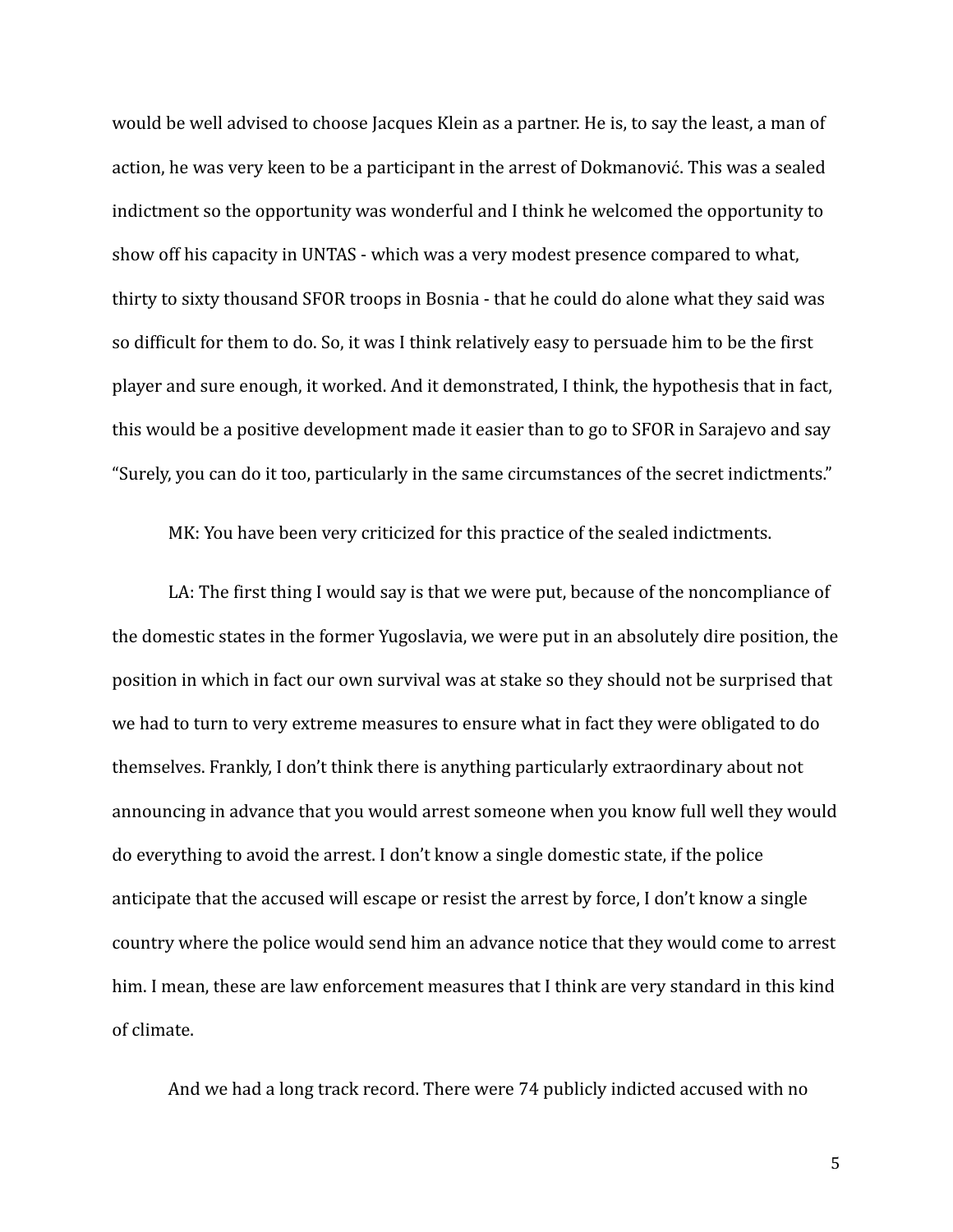would be well advised to choose Jacques Klein as a partner. He is, to say the least, a man of action, he was very keen to be a participant in the arrest of Dokmanović. This was a sealed indictment so the opportunity was wonderful and I think he welcomed the opportunity to show off his capacity in UNTAS - which was a very modest presence compared to what, thirty to sixty thousand SFOR troops in Bosnia - that he could do alone what they said was so difficult for them to do. So, it was I think relatively easy to persuade him to be the first player and sure enough, it worked. And it demonstrated, I think, the hypothesis that in fact, this would be a positive development made it easier than to go to SFOR in Sarajevo and say "Surely, you can do it too, particularly in the same circumstances of the secret indictments."

MK: You have been very criticized for this practice of the sealed indictments.

LA: The first thing I would say is that we were put, because of the noncompliance of the domestic states in the former Yugoslavia, we were put in an absolutely dire position, the position in which in fact our own survival was at stake so they should not be surprised that we had to turn to very extreme measures to ensure what in fact they were obligated to do themselves. Frankly, I don't think there is anything particularly extraordinary about not announcing in advance that you would arrest someone when you know full well they would do everything to avoid the arrest. I don't know a single domestic state, if the police anticipate that the accused will escape or resist the arrest by force, I don't know a single country where the police would send him an advance notice that they would come to arrest him. I mean, these are law enforcement measures that I think are very standard in this kind of climate.

And we had a long track record. There were 74 publicly indicted accused with no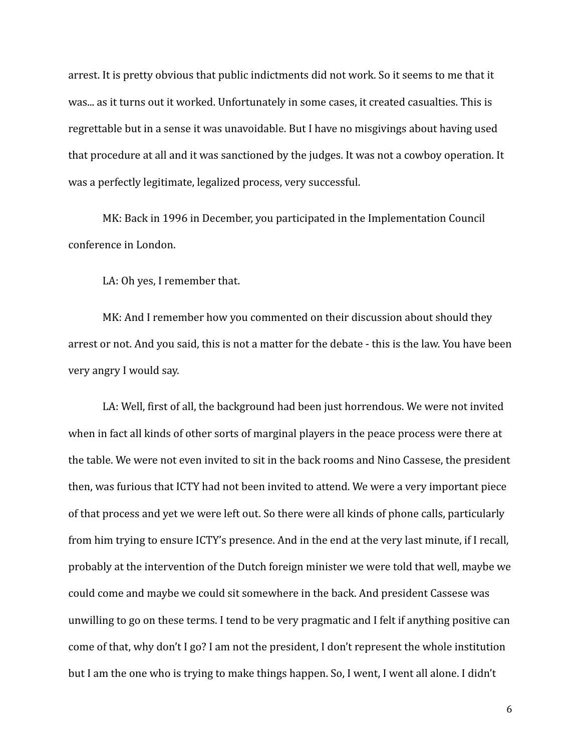arrest. It is pretty obvious that public indictments did not work. So it seems to me that it was... as it turns out it worked. Unfortunately in some cases, it created casualties. This is regrettable but in a sense it was unavoidable. But I have no misgivings about having used that procedure at all and it was sanctioned by the judges. It was not a cowboy operation. It was a perfectly legitimate, legalized process, very successful.

MK: Back in 1996 in December, you participated in the Implementation Council conference in London.

LA: Oh yes, I remember that.

MK: And I remember how you commented on their discussion about should they arrest or not. And you said, this is not a matter for the debate - this is the law. You have been very angry I would say.

LA: Well, first of all, the background had been just horrendous. We were not invited when in fact all kinds of other sorts of marginal players in the peace process were there at the table. We were not even invited to sit in the back rooms and Nino Cassese, the president then, was furious that ICTY had not been invited to attend. We were a very important piece of that process and yet we were left out. So there were all kinds of phone calls, particularly from him trying to ensure ICTY's presence. And in the end at the very last minute, if I recall, probably at the intervention of the Dutch foreign minister we were told that well, maybe we could come and maybe we could sit somewhere in the back. And president Cassese was unwilling to go on these terms. I tend to be very pragmatic and I felt if anything positive can come of that, why don't I go? I am not the president, I don't represent the whole institution but I am the one who is trying to make things happen. So, I went, I went all alone. I didn't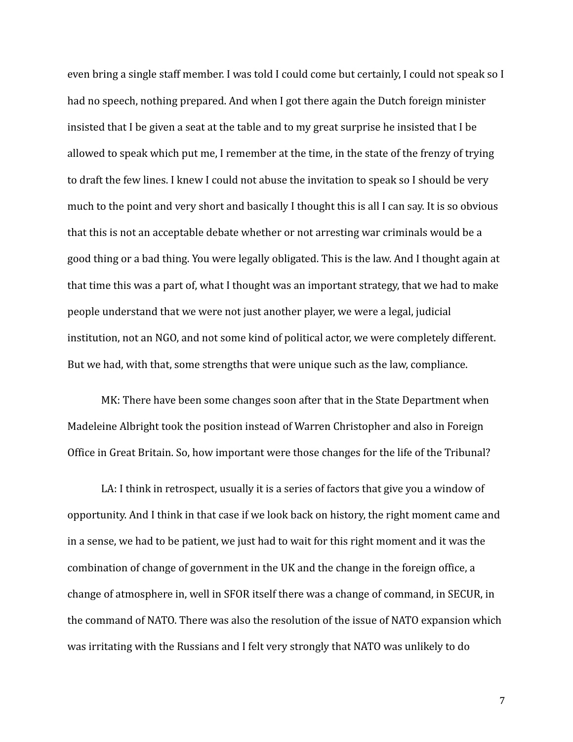even bring a single staff member. I was told I could come but certainly, I could not speak so I had no speech, nothing prepared. And when I got there again the Dutch foreign minister insisted that I be given a seat at the table and to my great surprise he insisted that I be allowed to speak which put me, I remember at the time, in the state of the frenzy of trying to draft the few lines. I knew I could not abuse the invitation to speak so I should be very much to the point and very short and basically I thought this is all I can say. It is so obvious that this is not an acceptable debate whether or not arresting war criminals would be a good thing or a bad thing. You were legally obligated. This is the law. And I thought again at that time this was a part of, what I thought was an important strategy, that we had to make people understand that we were not just another player, we were a legal, judicial institution, not an NGO, and not some kind of political actor, we were completely different. But we had, with that, some strengths that were unique such as the law, compliance.

MK: There have been some changes soon after that in the State Department when Madeleine Albright took the position instead of Warren Christopher and also in Foreign Office in Great Britain. So, how important were those changes for the life of the Tribunal?

LA: I think in retrospect, usually it is a series of factors that give you a window of opportunity. And I think in that case if we look back on history, the right moment came and in a sense, we had to be patient, we just had to wait for this right moment and it was the combination of change of government in the UK and the change in the foreign office, a change of atmosphere in, well in SFOR itself there was a change of command, in SECUR, in the command of NATO. There was also the resolution of the issue of NATO expansion which was irritating with the Russians and I felt very strongly that NATO was unlikely to do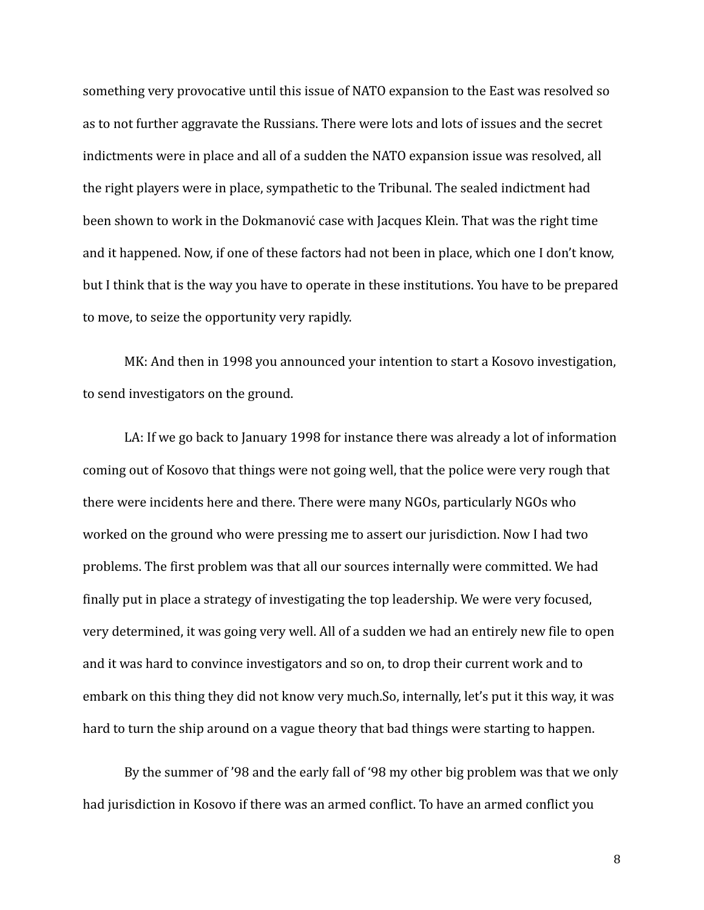something very provocative until this issue of NATO expansion to the East was resolved so as to not further aggravate the Russians. There were lots and lots of issues and the secret indictments were in place and all of a sudden the NATO expansion issue was resolved, all the right players were in place, sympathetic to the Tribunal. The sealed indictment had been shown to work in the Dokmanović case with Jacques Klein. That was the right time and it happened. Now, if one of these factors had not been in place, which one I don't know, but I think that is the way you have to operate in these institutions. You have to be prepared to move, to seize the opportunity very rapidly.

MK: And then in 1998 you announced your intention to start a Kosovo investigation, to send investigators on the ground.

LA: If we go back to January 1998 for instance there was already a lot of information coming out of Kosovo that things were not going well, that the police were very rough that there were incidents here and there. There were many NGOs, particularly NGOs who worked on the ground who were pressing me to assert our jurisdiction. Now I had two problems. The first problem was that all our sources internally were committed. We had finally put in place a strategy of investigating the top leadership. We were very focused, very determined, it was going very well. All of a sudden we had an entirely new file to open and it was hard to convince investigators and so on, to drop their current work and to embark on this thing they did not know very much.So, internally, let's put it this way, it was hard to turn the ship around on a vague theory that bad things were starting to happen.

By the summer of '98 and the early fall of '98 my other big problem was that we only had jurisdiction in Kosovo if there was an armed conflict. To have an armed conflict you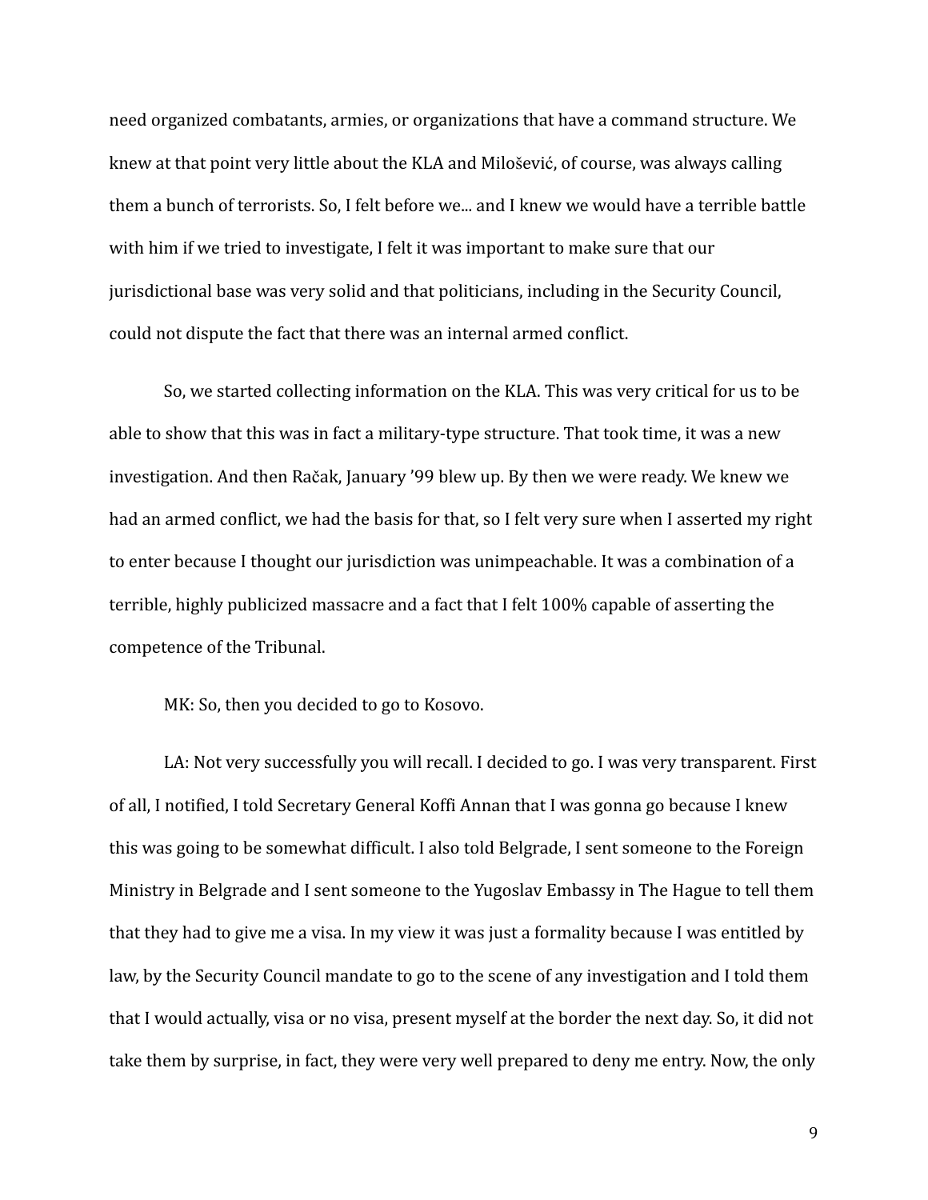need organized combatants, armies, or organizations that have a command structure. We knew at that point very little about the KLA and Milošević, of course, was always calling them a bunch of terrorists. So, I felt before we... and I knew we would have a terrible battle with him if we tried to investigate, I felt it was important to make sure that our jurisdictional base was very solid and that politicians, including in the Security Council, could not dispute the fact that there was an internal armed conflict.

So, we started collecting information on the KLA. This was very critical for us to be able to show that this was in fact a military-type structure. That took time, it was a new investigation. And then Račak, January '99 blew up. By then we were ready. We knew we had an armed conflict, we had the basis for that, so I felt very sure when I asserted my right to enter because I thought our jurisdiction was unimpeachable. It was a combination of a terrible, highly publicized massacre and a fact that I felt 100% capable of asserting the competence of the Tribunal.

MK: So, then you decided to go to Kosovo.

LA: Not very successfully you will recall. I decided to go. I was very transparent. First of all, I notified, I told Secretary General Koffi Annan that I was gonna go because I knew this was going to be somewhat difficult. I also told Belgrade, I sent someone to the Foreign Ministry in Belgrade and I sent someone to the Yugoslav Embassy in The Hague to tell them that they had to give me a visa. In my view it was just a formality because I was entitled by law, by the Security Council mandate to go to the scene of any investigation and I told them that I would actually, visa or no visa, present myself at the border the next day. So, it did not take them by surprise, in fact, they were very well prepared to deny me entry. Now, the only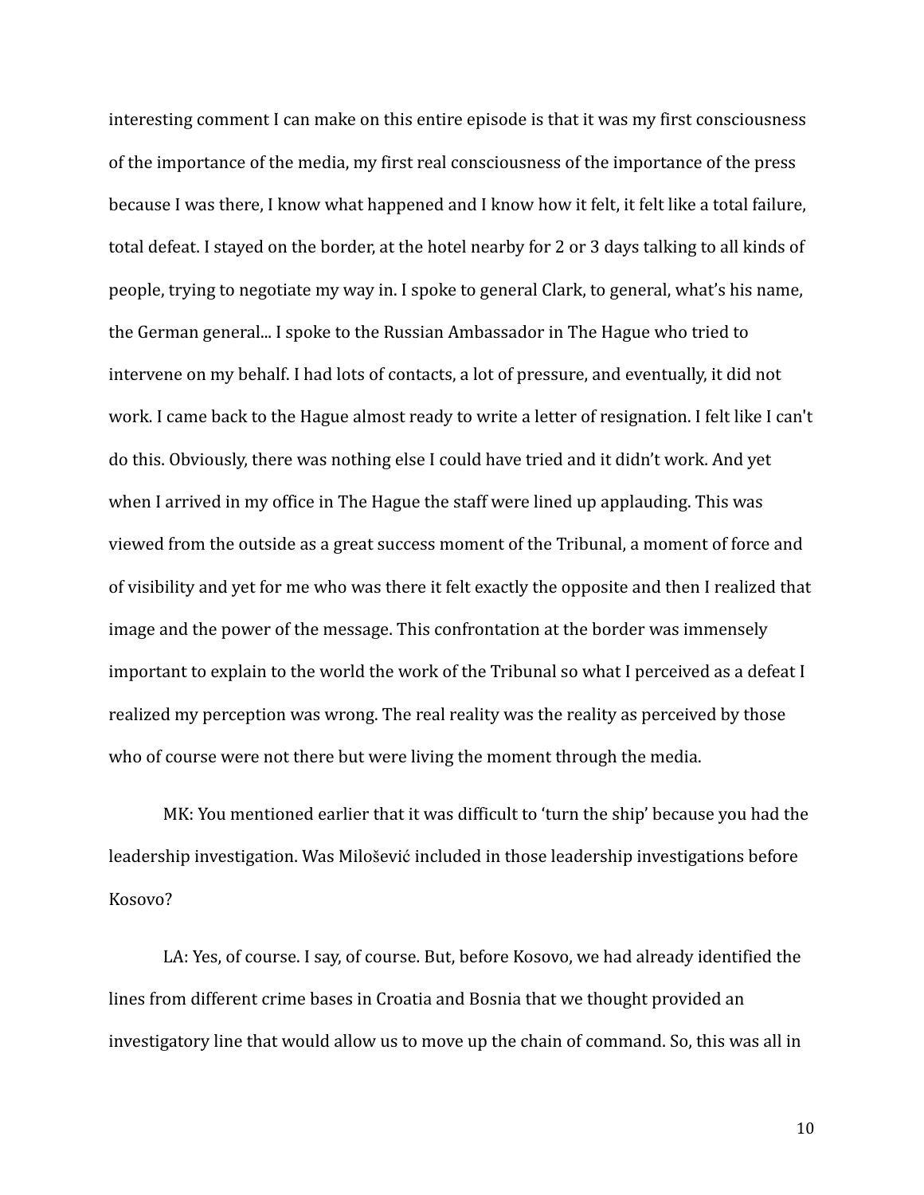interesting comment I can make on this entire episode is that it was my first consciousness of the importance of the media, my first real consciousness of the importance of the press because I was there, I know what happened and I know how it felt, it felt like a total failure, total defeat. I stayed on the border, at the hotel nearby for 2 or 3 days talking to all kinds of people, trying to negotiate my way in. I spoke to general Clark, to general, what's his name, the German general... I spoke to the Russian Ambassador in The Hague who tried to intervene on my behalf. I had lots of contacts, a lot of pressure, and eventually, it did not work. I came back to the Hague almost ready to write a letter of resignation. I felt like I can't do this. Obviously, there was nothing else I could have tried and it didn't work. And yet when I arrived in my office in The Hague the staff were lined up applauding. This was viewed from the outside as a great success moment of the Tribunal, a moment of force and of visibility and yet for me who was there it felt exactly the opposite and then I realized that image and the power of the message. This confrontation at the border was immensely important to explain to the world the work of the Tribunal so what I perceived as a defeat I realized my perception was wrong. The real reality was the reality as perceived by those who of course were not there but were living the moment through the media.

MK: You mentioned earlier that it was difficult to 'turn the ship' because you had the leadership investigation. Was Milošević included in those leadership investigations before Kosovo?

LA: Yes, of course. I say, of course. But, before Kosovo, we had already identified the lines from different crime bases in Croatia and Bosnia that we thought provided an investigatory line that would allow us to move up the chain of command. So, this was all in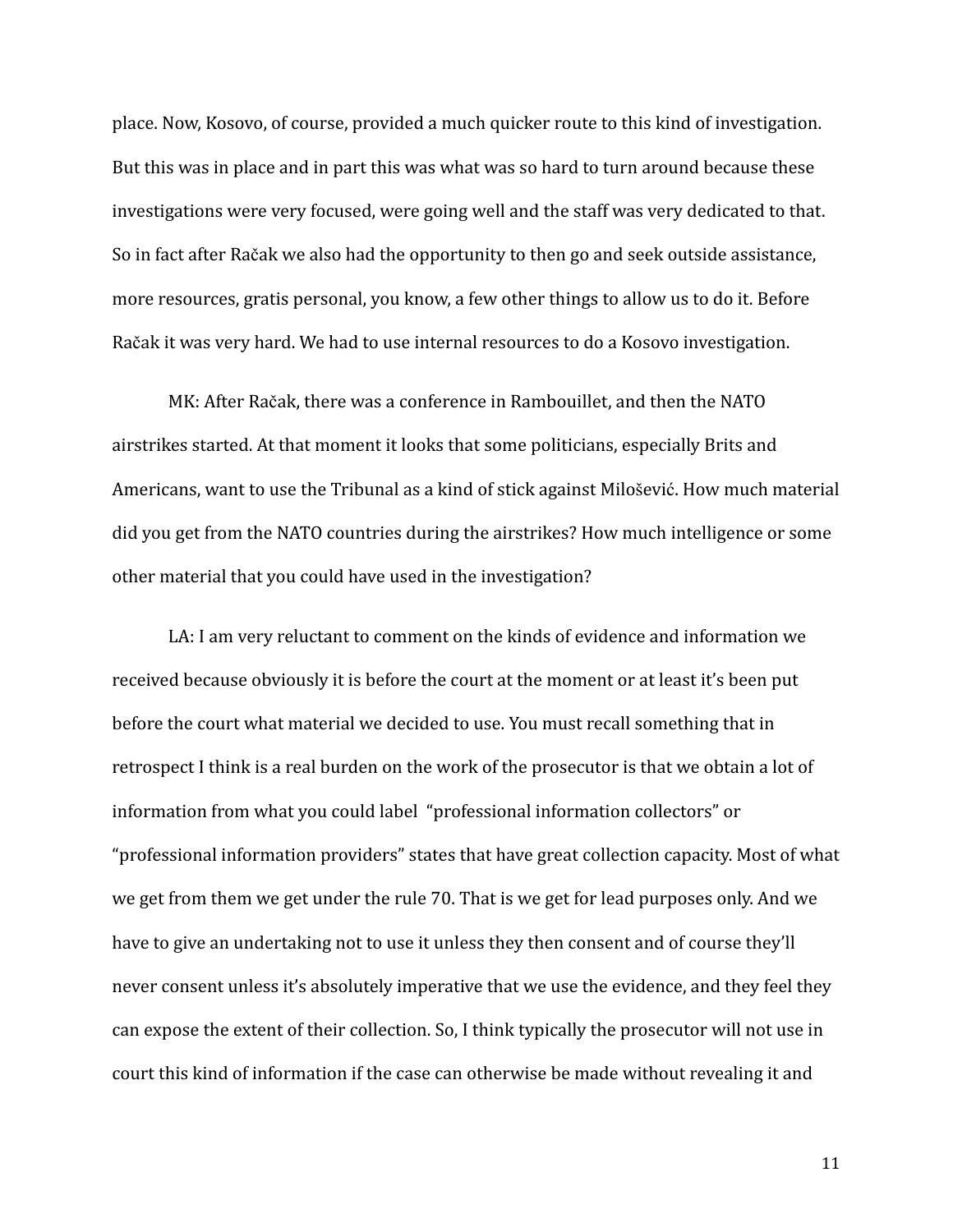place. Now, Kosovo, of course, provided a much quicker route to this kind of investigation. But this was in place and in part this was what was so hard to turn around because these investigations were very focused, were going well and the staff was very dedicated to that. So in fact after Račak we also had the opportunity to then go and seek outside assistance, more resources, gratis personal, you know, a few other things to allow us to do it. Before Račak it was very hard. We had to use internal resources to do a Kosovo investigation.

MK: After Račak, there was a conference in Rambouillet, and then the NATO airstrikes started. At that moment it looks that some politicians, especially Brits and Americans, want to use the Tribunal as a kind of stick against Milošević. How much material did you get from the NATO countries during the airstrikes? How much intelligence or some other material that you could have used in the investigation?

LA: I am very reluctant to comment on the kinds of evidence and information we received because obviously it is before the court at the moment or at least it's been put before the court what material we decided to use. You must recall something that in retrospect I think is a real burden on the work of the prosecutor is that we obtain a lot of information from what you could label "professional information collectors" or "professional information providers" states that have great collection capacity. Most of what we get from them we get under the rule 70. That is we get for lead purposes only. And we have to give an undertaking not to use it unless they then consent and of course they'll never consent unless it's absolutely imperative that we use the evidence, and they feel they can expose the extent of their collection. So, I think typically the prosecutor will not use in court this kind of information if the case can otherwise be made without revealing it and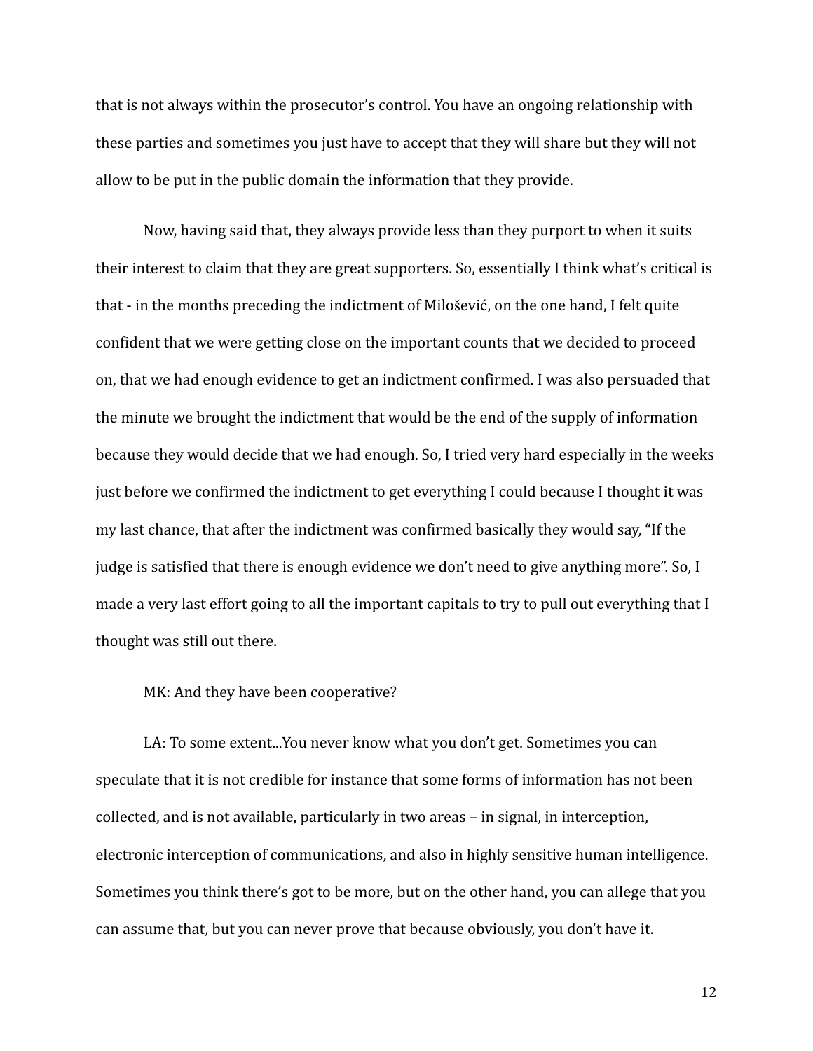that is not always within the prosecutor's control. You have an ongoing relationship with these parties and sometimes you just have to accept that they will share but they will not allow to be put in the public domain the information that they provide.

Now, having said that, they always provide less than they purport to when it suits their interest to claim that they are great supporters. So, essentially I think what's critical is that - in the months preceding the indictment of Milošević, on the one hand, I felt quite confident that we were getting close on the important counts that we decided to proceed on, that we had enough evidence to get an indictment confirmed. I was also persuaded that the minute we brought the indictment that would be the end of the supply of information because they would decide that we had enough. So, I tried very hard especially in the weeks just before we confirmed the indictment to get everything I could because I thought it was my last chance, that after the indictment was confirmed basically they would say, "If the judge is satisfied that there is enough evidence we don't need to give anything more". So, I made a very last effort going to all the important capitals to try to pull out everything that I thought was still out there.

MK: And they have been cooperative?

LA: To some extent...You never know what you don't get. Sometimes you can speculate that it is not credible for instance that some forms of information has not been collected, and is not available, particularly in two areas – in signal, in interception, electronic interception of communications, and also in highly sensitive human intelligence. Sometimes you think there's got to be more, but on the other hand, you can allege that you can assume that, but you can never prove that because obviously, you don't have it.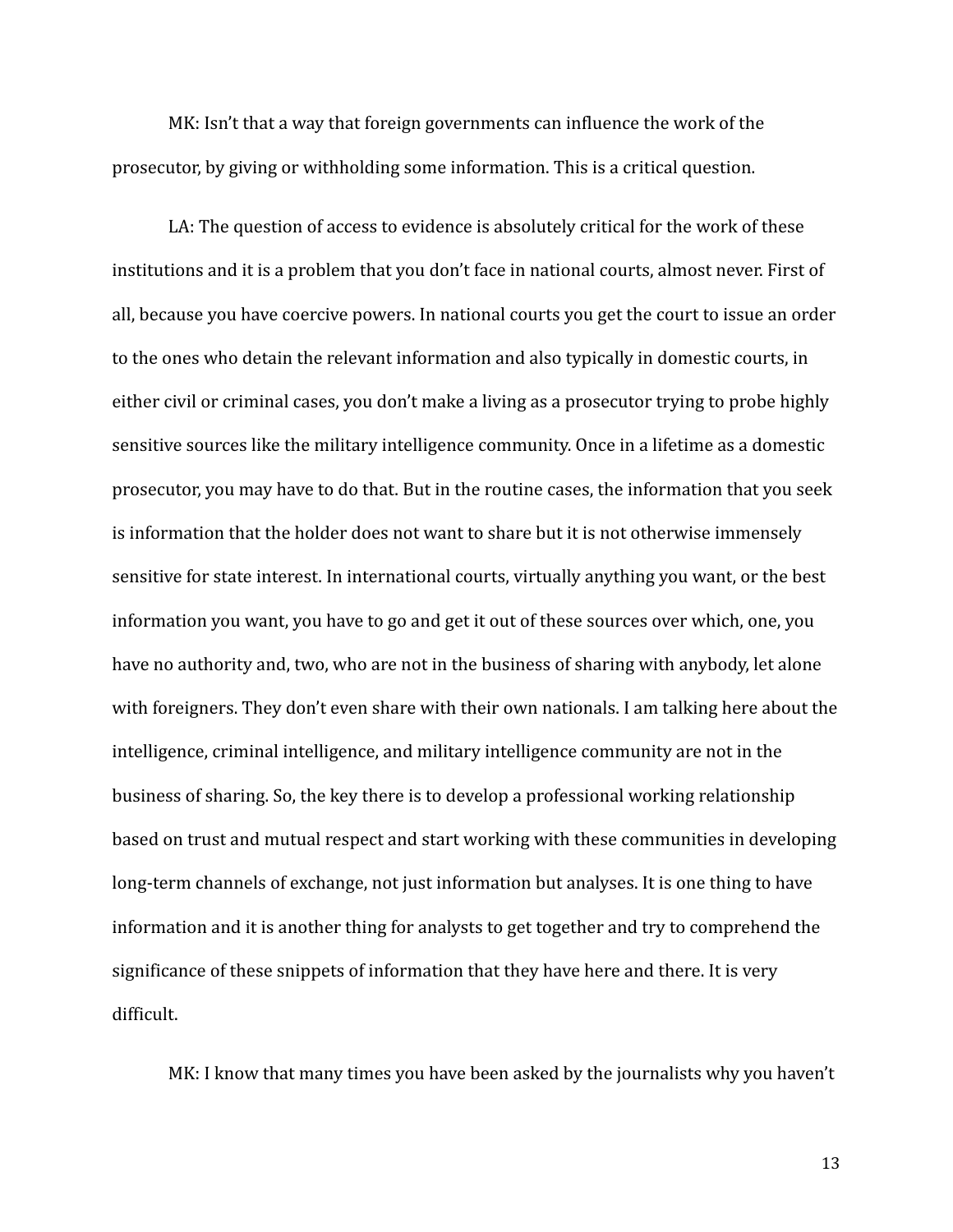MK: Isn't that a way that foreign governments can influence the work of the prosecutor, by giving or withholding some information. This is a critical question.

LA: The question of access to evidence is absolutely critical for the work of these institutions and it is a problem that you don't face in national courts, almost never. First of all, because you have coercive powers. In national courts you get the court to issue an order to the ones who detain the relevant information and also typically in domestic courts, in either civil or criminal cases, you don't make a living as a prosecutor trying to probe highly sensitive sources like the military intelligence community. Once in a lifetime as a domestic prosecutor, you may have to do that. But in the routine cases, the information that you seek is information that the holder does not want to share but it is not otherwise immensely sensitive for state interest. In international courts, virtually anything you want, or the best information you want, you have to go and get it out of these sources over which, one, you have no authority and, two, who are not in the business of sharing with anybody, let alone with foreigners. They don't even share with their own nationals. I am talking here about the intelligence, criminal intelligence, and military intelligence community are not in the business of sharing. So, the key there is to develop a professional working relationship based on trust and mutual respect and start working with these communities in developing long-term channels of exchange, not just information but analyses. It is one thing to have information and it is another thing for analysts to get together and try to comprehend the significance of these snippets of information that they have here and there. It is very difficult.

MK: I know that many times you have been asked by the journalists why you haven't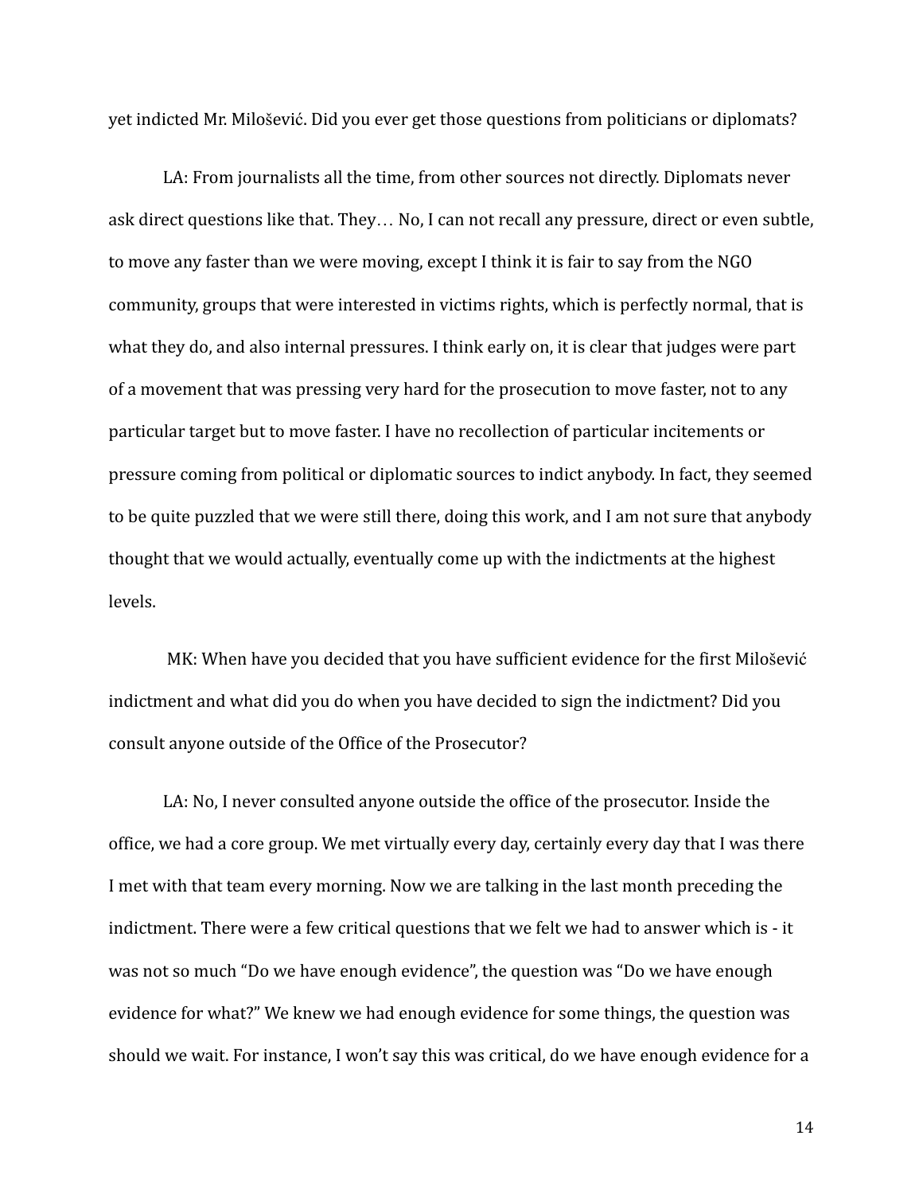yet indicted Mr. Milošević. Did you ever get those questions from politicians or diplomats?

LA: From journalists all the time, from other sources not directly. Diplomats never ask direct questions like that. They… No, I can not recall any pressure, direct or even subtle, to move any faster than we were moving, except I think it is fair to say from the NGO community, groups that were interested in victims rights, which is perfectly normal, that is what they do, and also internal pressures. I think early on, it is clear that judges were part of a movement that was pressing very hard for the prosecution to move faster, not to any particular target but to move faster. I have no recollection of particular incitements or pressure coming from political or diplomatic sources to indict anybody. In fact, they seemed to be quite puzzled that we were still there, doing this work, and I am not sure that anybody thought that we would actually, eventually come up with the indictments at the highest levels.

MK: When have you decided that you have sufficient evidence for the first Milošević indictment and what did you do when you have decided to sign the indictment? Did you consult anyone outside of the Office of the Prosecutor?

LA: No, I never consulted anyone outside the office of the prosecutor. Inside the office, we had a core group. We met virtually every day, certainly every day that I was there I met with that team every morning. Now we are talking in the last month preceding the indictment. There were a few critical questions that we felt we had to answer which is - it was not so much "Do we have enough evidence", the question was "Do we have enough evidence for what?" We knew we had enough evidence for some things, the question was should we wait. For instance, I won't say this was critical, do we have enough evidence for a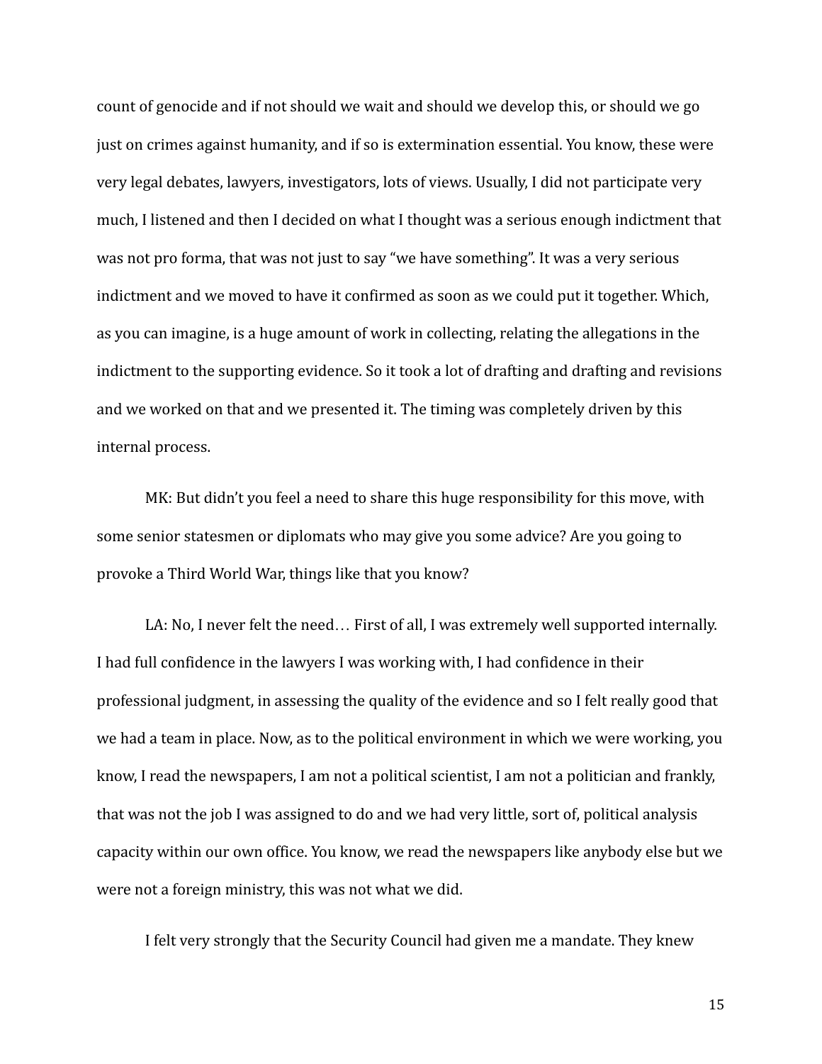count of genocide and if not should we wait and should we develop this, or should we go just on crimes against humanity, and if so is extermination essential. You know, these were very legal debates, lawyers, investigators, lots of views. Usually, I did not participate very much, I listened and then I decided on what I thought was a serious enough indictment that was not pro forma, that was not just to say "we have something". It was a very serious indictment and we moved to have it confirmed as soon as we could put it together. Which, as you can imagine, is a huge amount of work in collecting, relating the allegations in the indictment to the supporting evidence. So it took a lot of drafting and drafting and revisions and we worked on that and we presented it. The timing was completely driven by this internal process.

MK: But didn't you feel a need to share this huge responsibility for this move, with some senior statesmen or diplomats who may give you some advice? Are you going to provoke a Third World War, things like that you know?

LA: No, I never felt the need… First of all, I was extremely well supported internally. I had full confidence in the lawyers I was working with, I had confidence in their professional judgment, in assessing the quality of the evidence and so I felt really good that we had a team in place. Now, as to the political environment in which we were working, you know, I read the newspapers, I am not a political scientist, I am not a politician and frankly, that was not the job I was assigned to do and we had very little, sort of, political analysis capacity within our own office. You know, we read the newspapers like anybody else but we were not a foreign ministry, this was not what we did.

I felt very strongly that the Security Council had given me a mandate. They knew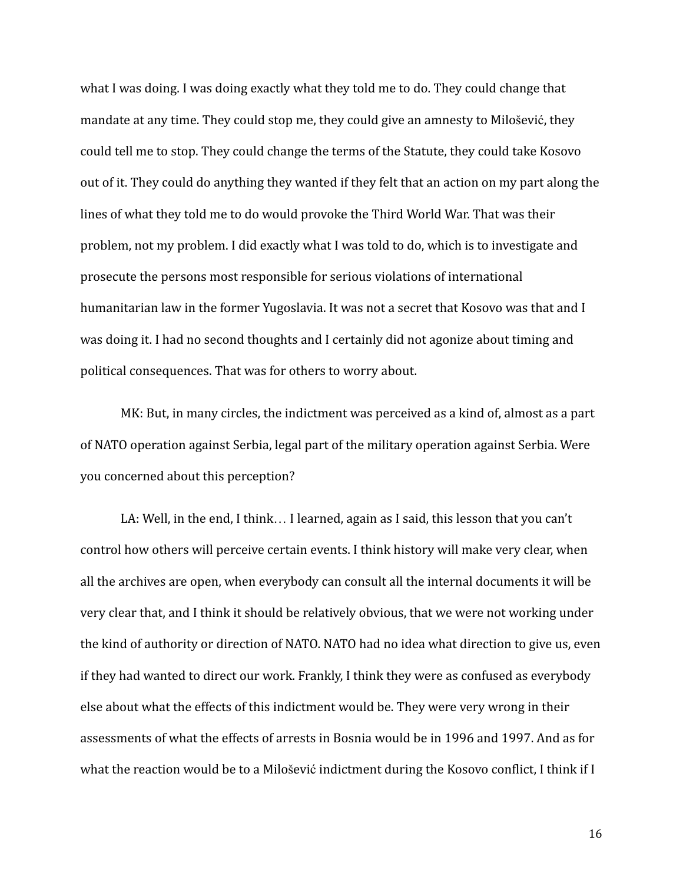what I was doing. I was doing exactly what they told me to do. They could change that mandate at any time. They could stop me, they could give an amnesty to Milošević, they could tell me to stop. They could change the terms of the Statute, they could take Kosovo out of it. They could do anything they wanted if they felt that an action on my part along the lines of what they told me to do would provoke the Third World War. That was their problem, not my problem. I did exactly what I was told to do, which is to investigate and prosecute the persons most responsible for serious violations of international humanitarian law in the former Yugoslavia. It was not a secret that Kosovo was that and I was doing it. I had no second thoughts and I certainly did not agonize about timing and political consequences. That was for others to worry about.

MK: But, in many circles, the indictment was perceived as a kind of, almost as a part of NATO operation against Serbia, legal part of the military operation against Serbia. Were you concerned about this perception?

LA: Well, in the end, I think… I learned, again as I said, this lesson that you can't control how others will perceive certain events. I think history will make very clear, when all the archives are open, when everybody can consult all the internal documents it will be very clear that, and I think it should be relatively obvious, that we were not working under the kind of authority or direction of NATO. NATO had no idea what direction to give us, even if they had wanted to direct our work. Frankly, I think they were as confused as everybody else about what the effects of this indictment would be. They were very wrong in their assessments of what the effects of arrests in Bosnia would be in 1996 and 1997. And as for what the reaction would be to a Milošević indictment during the Kosovo conflict, I think if I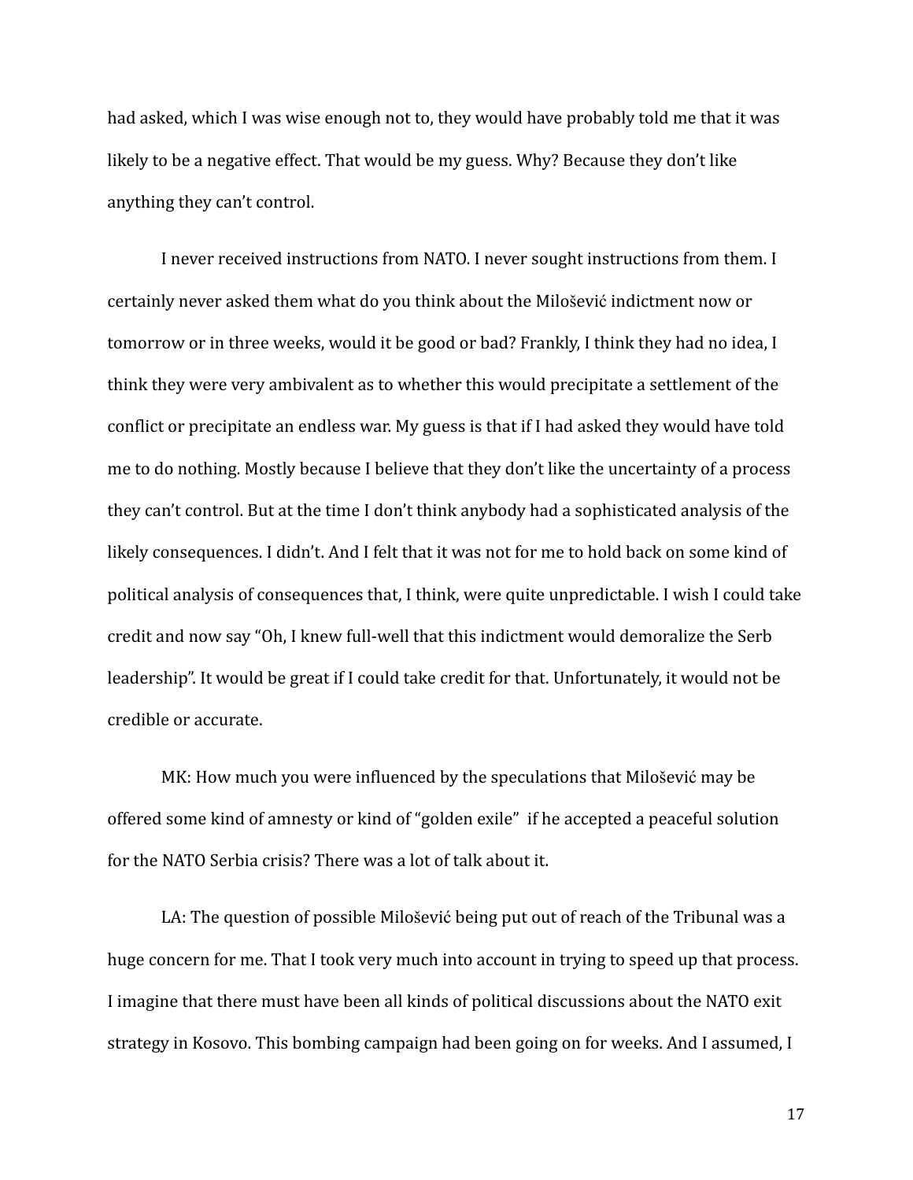had asked, which I was wise enough not to, they would have probably told me that it was likely to be a negative effect. That would be my guess. Why? Because they don't like anything they can't control.

I never received instructions from NATO. I never sought instructions from them. I certainly never asked them what do you think about the Milošević indictment now or tomorrow or in three weeks, would it be good or bad? Frankly, I think they had no idea, I think they were very ambivalent as to whether this would precipitate a settlement of the conflict or precipitate an endless war. My guess is that if I had asked they would have told me to do nothing. Mostly because I believe that they don't like the uncertainty of a process they can't control. But at the time I don't think anybody had a sophisticated analysis of the likely consequences. I didn't. And I felt that it was not for me to hold back on some kind of political analysis of consequences that, I think, were quite unpredictable. I wish I could take credit and now say "Oh, I knew full-well that this indictment would demoralize the Serb leadership". It would be great if I could take credit for that. Unfortunately, it would not be credible or accurate.

MK: How much you were influenced by the speculations that Milošević may be offered some kind of amnesty or kind of "golden exile" if he accepted a peaceful solution for the NATO Serbia crisis? There was a lot of talk about it.

LA: The question of possible Milošević being put out of reach of the Tribunal was a huge concern for me. That I took very much into account in trying to speed up that process. I imagine that there must have been all kinds of political discussions about the NATO exit strategy in Kosovo. This bombing campaign had been going on for weeks. And I assumed, I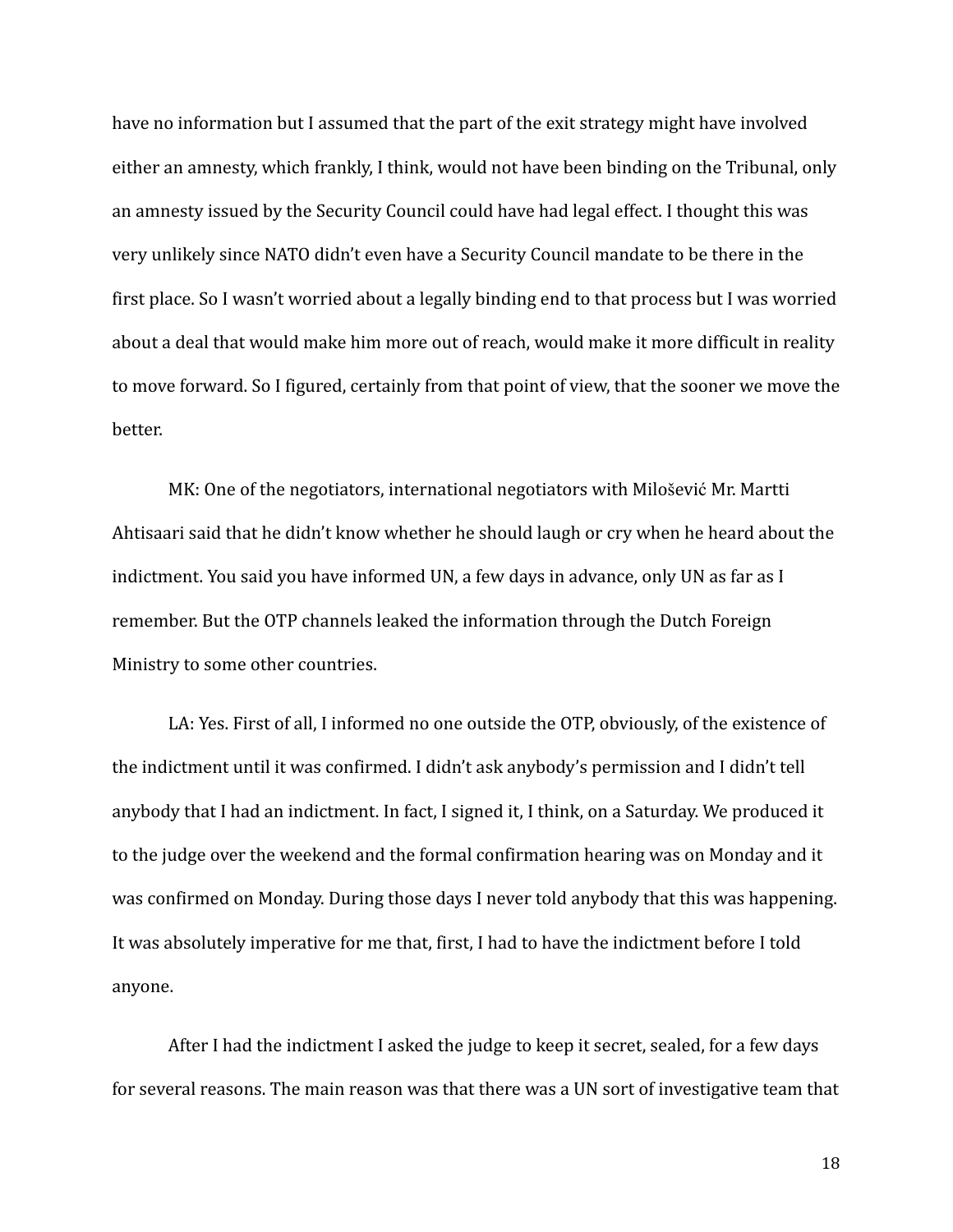have no information but I assumed that the part of the exit strategy might have involved either an amnesty, which frankly, I think, would not have been binding on the Tribunal, only an amnesty issued by the Security Council could have had legal effect. I thought this was very unlikely since NATO didn't even have a Security Council mandate to be there in the first place. So I wasn't worried about a legally binding end to that process but I was worried about a deal that would make him more out of reach, would make it more difficult in reality to move forward. So I figured, certainly from that point of view, that the sooner we move the better.

MK: One of the negotiators, international negotiators with Milošević Mr. Martti Ahtisaari said that he didn't know whether he should laugh or cry when he heard about the indictment. You said you have informed UN, a few days in advance, only UN as far as I remember. But the OTP channels leaked the information through the Dutch Foreign Ministry to some other countries.

LA: Yes. First of all, I informed no one outside the OTP, obviously, of the existence of the indictment until it was confirmed. I didn't ask anybody's permission and I didn't tell anybody that I had an indictment. In fact, I signed it, I think, on a Saturday. We produced it to the judge over the weekend and the formal confirmation hearing was on Monday and it was confirmed on Monday. During those days I never told anybody that this was happening. It was absolutely imperative for me that, first, I had to have the indictment before I told anyone.

After I had the indictment I asked the judge to keep it secret, sealed, for a few days for several reasons. The main reason was that there was a UN sort of investigative team that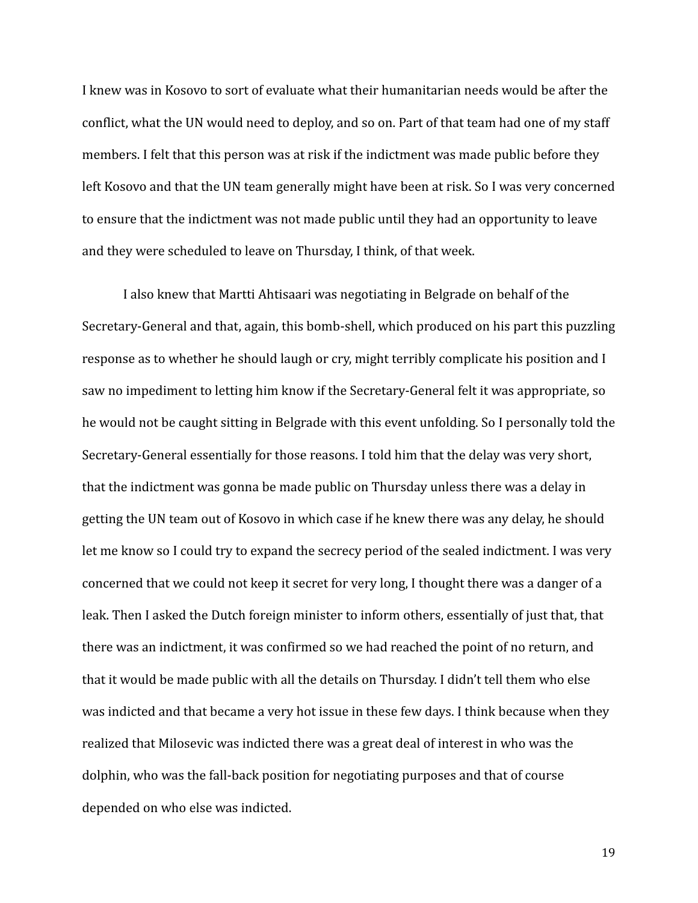I knew was in Kosovo to sort of evaluate what their humanitarian needs would be after the conflict, what the UN would need to deploy, and so on. Part of that team had one of my staff members. I felt that this person was at risk if the indictment was made public before they left Kosovo and that the UN team generally might have been at risk. So I was very concerned to ensure that the indictment was not made public until they had an opportunity to leave and they were scheduled to leave on Thursday, I think, of that week.

I also knew that Martti Ahtisaari was negotiating in Belgrade on behalf of the Secretary-General and that, again, this bomb-shell, which produced on his part this puzzling response as to whether he should laugh or cry, might terribly complicate his position and I saw no impediment to letting him know if the Secretary-General felt it was appropriate, so he would not be caught sitting in Belgrade with this event unfolding. So I personally told the Secretary-General essentially for those reasons. I told him that the delay was very short, that the indictment was gonna be made public on Thursday unless there was a delay in getting the UN team out of Kosovo in which case if he knew there was any delay, he should let me know so I could try to expand the secrecy period of the sealed indictment. I was very concerned that we could not keep it secret for very long, I thought there was a danger of a leak. Then I asked the Dutch foreign minister to inform others, essentially of just that, that there was an indictment, it was confirmed so we had reached the point of no return, and that it would be made public with all the details on Thursday. I didn't tell them who else was indicted and that became a very hot issue in these few days. I think because when they realized that Milosevic was indicted there was a great deal of interest in who was the dolphin, who was the fall-back position for negotiating purposes and that of course depended on who else was indicted.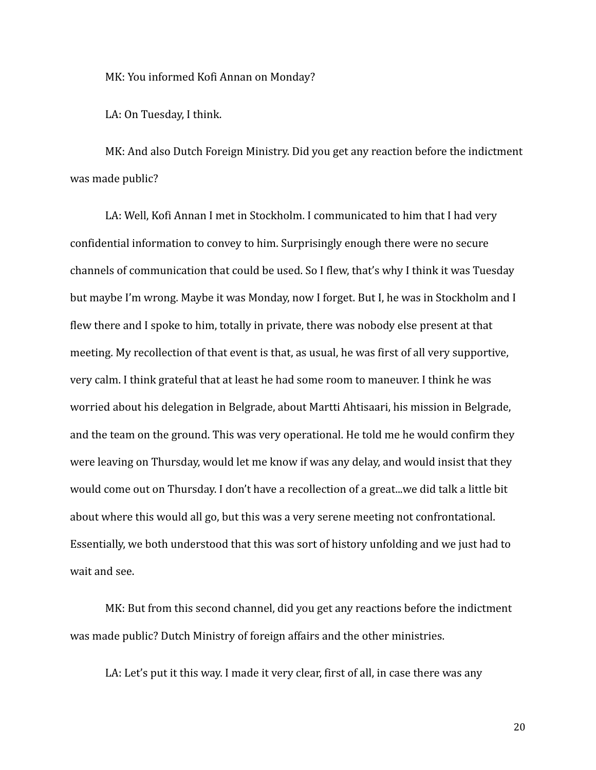MK: You informed Kofi Annan on Monday?

LA: On Tuesday, I think.

MK: And also Dutch Foreign Ministry. Did you get any reaction before the indictment was made public?

LA: Well, Kofi Annan I met in Stockholm. I communicated to him that I had very confidential information to convey to him. Surprisingly enough there were no secure channels of communication that could be used. So I flew, that's why I think it was Tuesday but maybe I'm wrong. Maybe it was Monday, now I forget. But I, he was in Stockholm and I flew there and I spoke to him, totally in private, there was nobody else present at that meeting. My recollection of that event is that, as usual, he was first of all very supportive, very calm. I think grateful that at least he had some room to maneuver. I think he was worried about his delegation in Belgrade, about Martti Ahtisaari, his mission in Belgrade, and the team on the ground. This was very operational. He told me he would confirm they were leaving on Thursday, would let me know if was any delay, and would insist that they would come out on Thursday. I don't have a recollection of a great...we did talk a little bit about where this would all go, but this was a very serene meeting not confrontational. Essentially, we both understood that this was sort of history unfolding and we just had to wait and see.

MK: But from this second channel, did you get any reactions before the indictment was made public? Dutch Ministry of foreign affairs and the other ministries.

LA: Let's put it this way. I made it very clear, first of all, in case there was any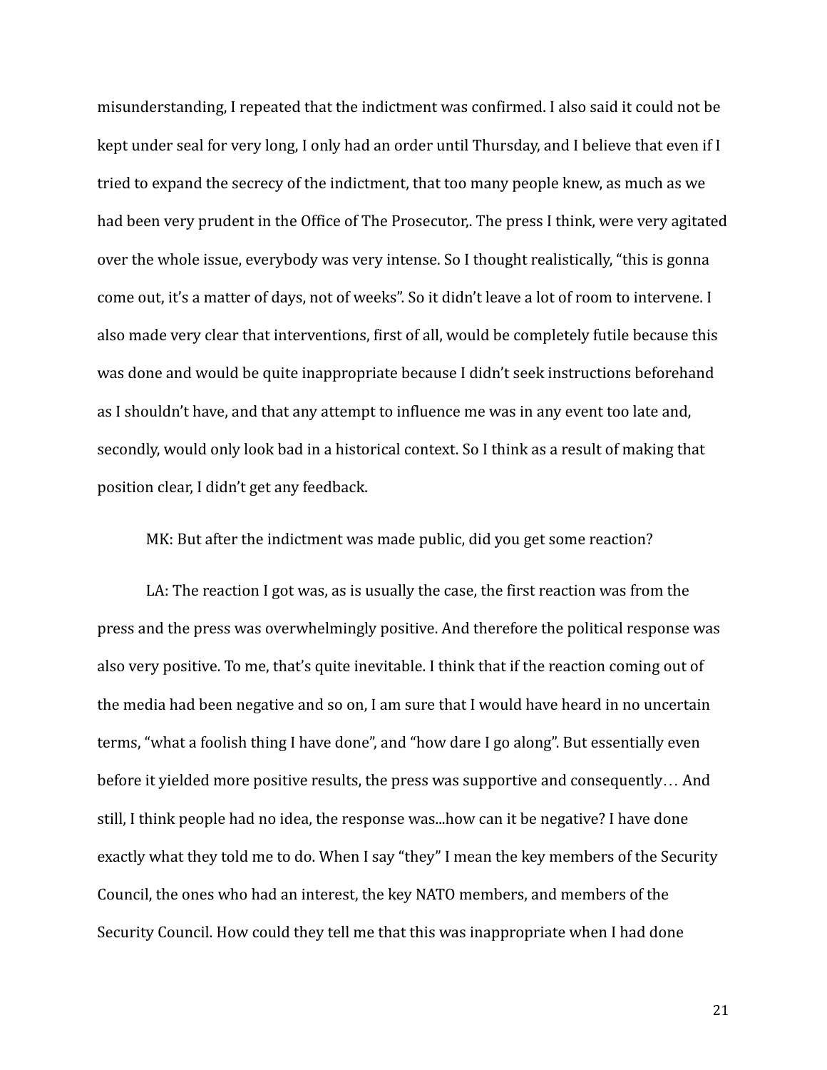misunderstanding, I repeated that the indictment was confirmed. I also said it could not be kept under seal for very long, I only had an order until Thursday, and I believe that even if I tried to expand the secrecy of the indictment, that too many people knew, as much as we had been very prudent in the Office of The Prosecutor,. The press I think, were very agitated over the whole issue, everybody was very intense. So I thought realistically, "this is gonna come out, it's a matter of days, not of weeks". So it didn't leave a lot of room to intervene. I also made very clear that interventions, first of all, would be completely futile because this was done and would be quite inappropriate because I didn't seek instructions beforehand as I shouldn't have, and that any attempt to influence me was in any event too late and, secondly, would only look bad in a historical context. So I think as a result of making that position clear, I didn't get any feedback.

MK: But after the indictment was made public, did you get some reaction?

LA: The reaction I got was, as is usually the case, the first reaction was from the press and the press was overwhelmingly positive. And therefore the political response was also very positive. To me, that's quite inevitable. I think that if the reaction coming out of the media had been negative and so on, I am sure that I would have heard in no uncertain terms, "what a foolish thing I have done", and "how dare I go along". But essentially even before it yielded more positive results, the press was supportive and consequently… And still, I think people had no idea, the response was...how can it be negative? I have done exactly what they told me to do. When I say "they" I mean the key members of the Security Council, the ones who had an interest, the key NATO members, and members of the Security Council. How could they tell me that this was inappropriate when I had done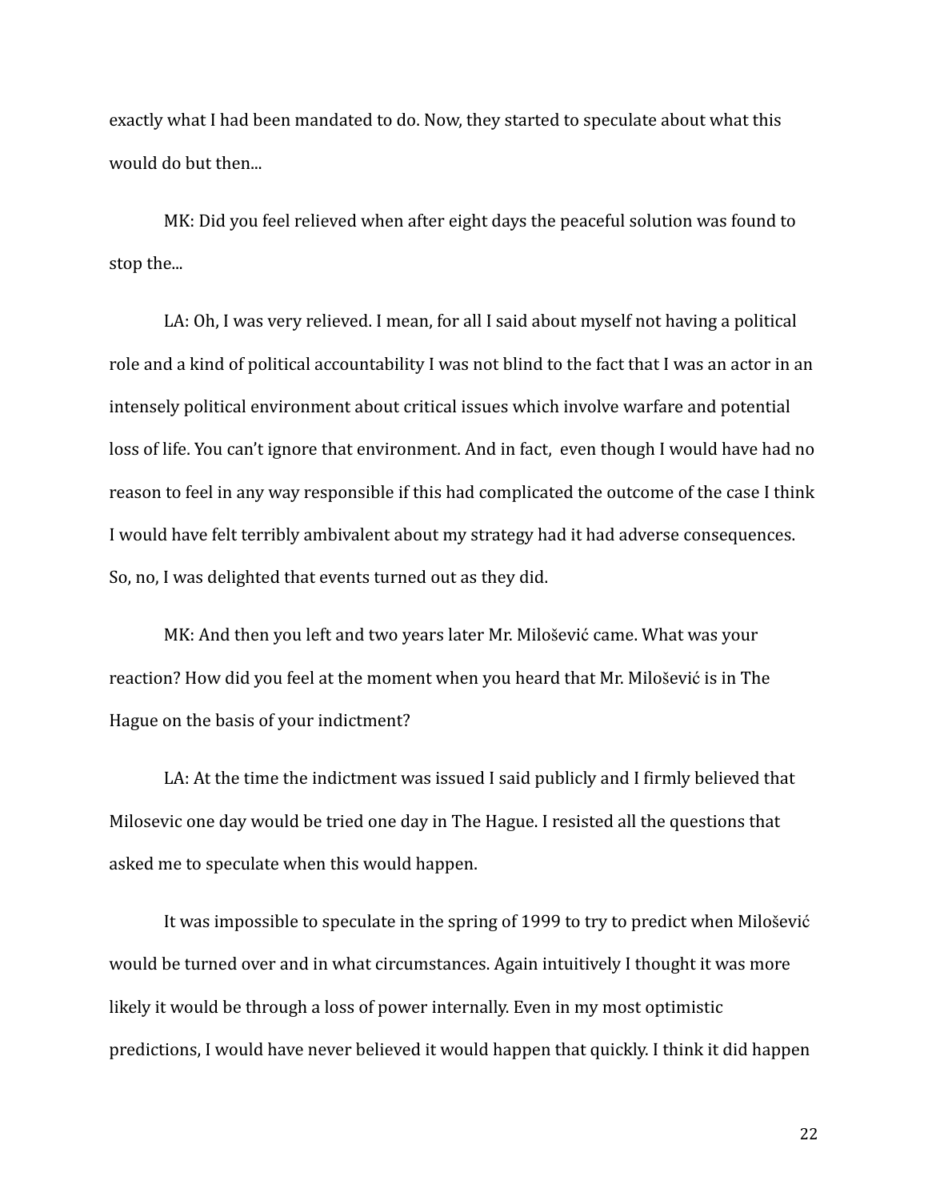exactly what I had been mandated to do. Now, they started to speculate about what this would do but then...

MK: Did you feel relieved when after eight days the peaceful solution was found to stop the...

LA: Oh, I was very relieved. I mean, for all I said about myself not having a political role and a kind of political accountability I was not blind to the fact that I was an actor in an intensely political environment about critical issues which involve warfare and potential loss of life. You can't ignore that environment. And in fact, even though I would have had no reason to feel in any way responsible if this had complicated the outcome of the case I think I would have felt terribly ambivalent about my strategy had it had adverse consequences. So, no, I was delighted that events turned out as they did.

MK: And then you left and two years later Mr. Milošević came. What was your reaction? How did you feel at the moment when you heard that Mr. Milošević is in The Hague on the basis of your indictment?

LA: At the time the indictment was issued I said publicly and I firmly believed that Milosevic one day would be tried one day in The Hague. I resisted all the questions that asked me to speculate when this would happen.

It was impossible to speculate in the spring of 1999 to try to predict when Milošević would be turned over and in what circumstances. Again intuitively I thought it was more likely it would be through a loss of power internally. Even in my most optimistic predictions, I would have never believed it would happen that quickly. I think it did happen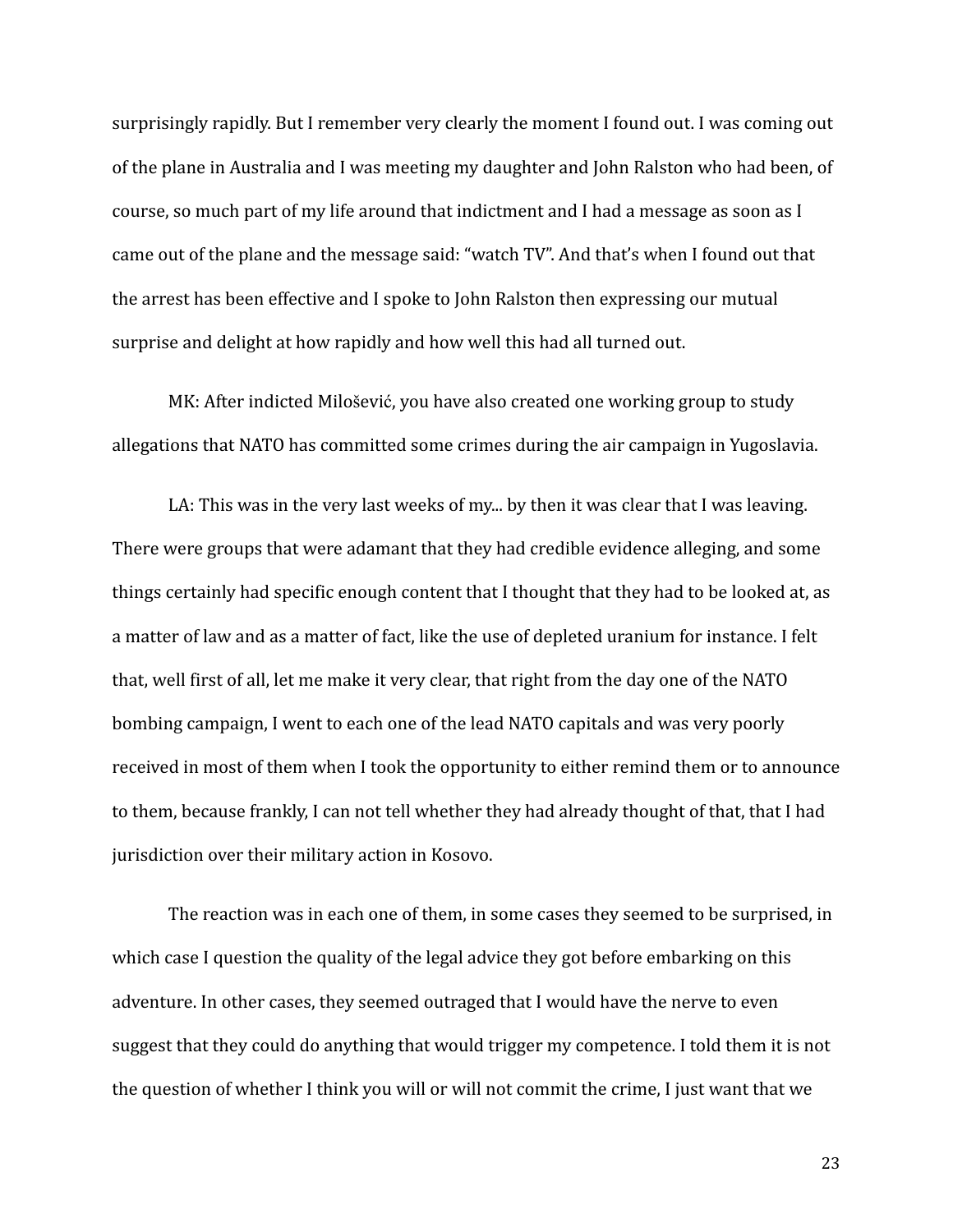surprisingly rapidly. But I remember very clearly the moment I found out. I was coming out of the plane in Australia and I was meeting my daughter and John Ralston who had been, of course, so much part of my life around that indictment and I had a message as soon as I came out of the plane and the message said: "watch TV". And that's when I found out that the arrest has been effective and I spoke to John Ralston then expressing our mutual surprise and delight at how rapidly and how well this had all turned out.

MK: After indicted Milošević, you have also created one working group to study allegations that NATO has committed some crimes during the air campaign in Yugoslavia.

LA: This was in the very last weeks of my... by then it was clear that I was leaving. There were groups that were adamant that they had credible evidence alleging, and some things certainly had specific enough content that I thought that they had to be looked at, as a matter of law and as a matter of fact, like the use of depleted uranium for instance. I felt that, well first of all, let me make it very clear, that right from the day one of the NATO bombing campaign, I went to each one of the lead NATO capitals and was very poorly received in most of them when I took the opportunity to either remind them or to announce to them, because frankly, I can not tell whether they had already thought of that, that I had jurisdiction over their military action in Kosovo.

The reaction was in each one of them, in some cases they seemed to be surprised, in which case I question the quality of the legal advice they got before embarking on this adventure. In other cases, they seemed outraged that I would have the nerve to even suggest that they could do anything that would trigger my competence. I told them it is not the question of whether I think you will or will not commit the crime, I just want that we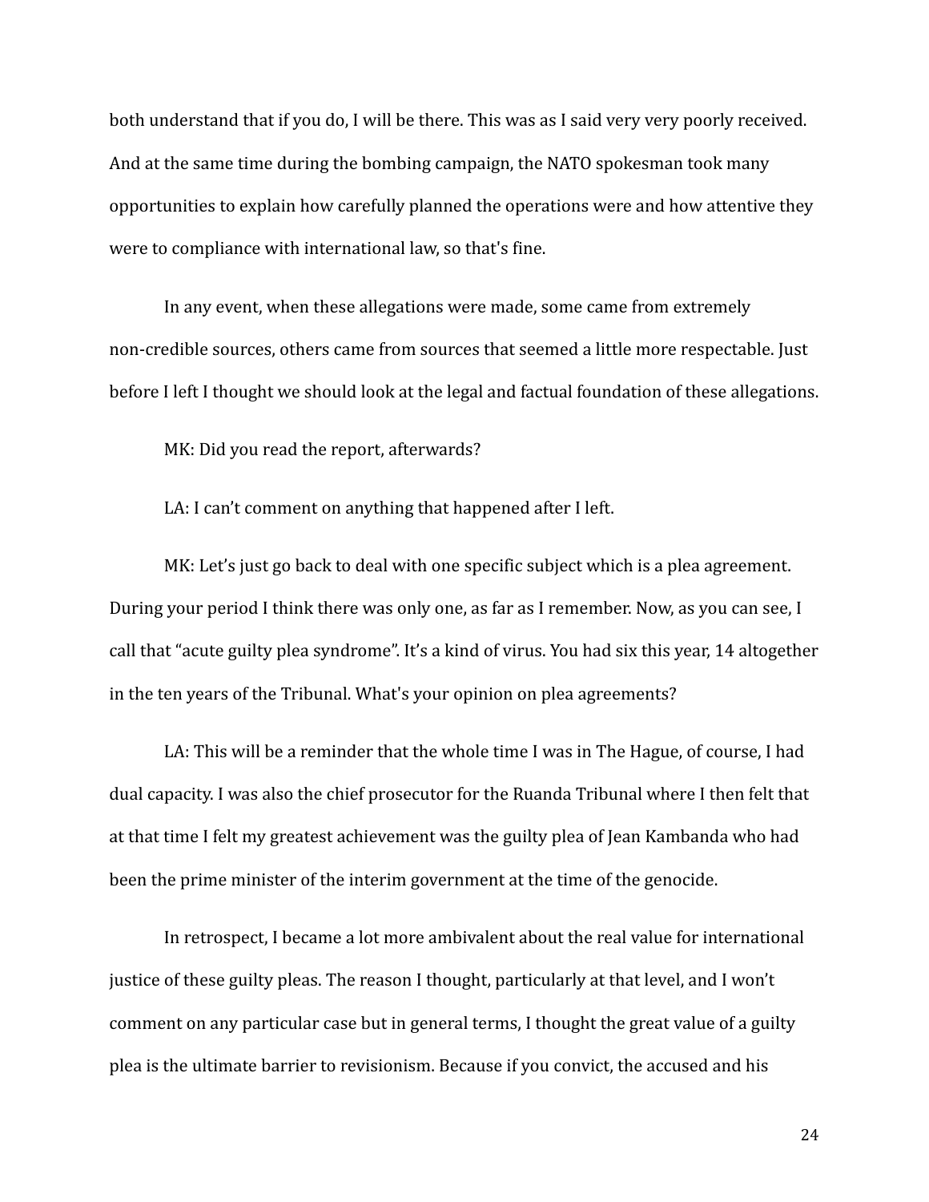both understand that if you do, I will be there. This was as I said very very poorly received. And at the same time during the bombing campaign, the NATO spokesman took many opportunities to explain how carefully planned the operations were and how attentive they were to compliance with international law, so that's fine.

In any event, when these allegations were made, some came from extremely non-credible sources, others came from sources that seemed a little more respectable. Just before I left I thought we should look at the legal and factual foundation of these allegations.

MK: Did you read the report, afterwards?

LA: I can't comment on anything that happened after I left.

MK: Let's just go back to deal with one specific subject which is a plea agreement. During your period I think there was only one, as far as I remember. Now, as you can see, I call that "acute guilty plea syndrome". It's a kind of virus. You had six this year, 14 altogether in the ten years of the Tribunal. What's your opinion on plea agreements?

LA: This will be a reminder that the whole time I was in The Hague, of course, I had dual capacity. I was also the chief prosecutor for the Ruanda Tribunal where I then felt that at that time I felt my greatest achievement was the guilty plea of Jean Kambanda who had been the prime minister of the interim government at the time of the genocide.

In retrospect, I became a lot more ambivalent about the real value for international justice of these guilty pleas. The reason I thought, particularly at that level, and I won't comment on any particular case but in general terms, I thought the great value of a guilty plea is the ultimate barrier to revisionism. Because if you convict, the accused and his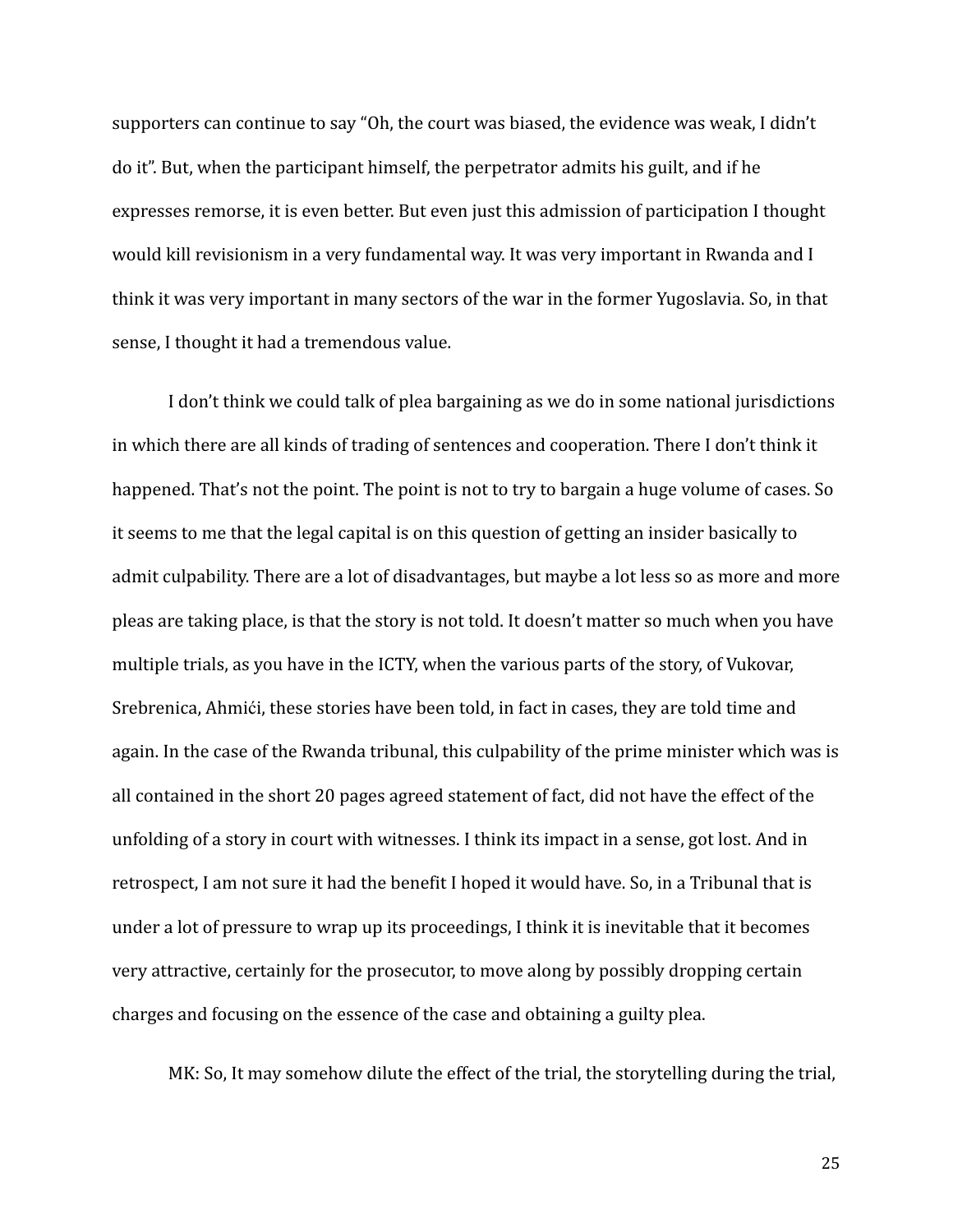supporters can continue to say "Oh, the court was biased, the evidence was weak, I didn't do it". But, when the participant himself, the perpetrator admits his guilt, and if he expresses remorse, it is even better. But even just this admission of participation I thought would kill revisionism in a very fundamental way. It was very important in Rwanda and I think it was very important in many sectors of the war in the former Yugoslavia. So, in that sense, I thought it had a tremendous value.

I don't think we could talk of plea bargaining as we do in some national jurisdictions in which there are all kinds of trading of sentences and cooperation. There I don't think it happened. That's not the point. The point is not to try to bargain a huge volume of cases. So it seems to me that the legal capital is on this question of getting an insider basically to admit culpability. There are a lot of disadvantages, but maybe a lot less so as more and more pleas are taking place, is that the story is not told. It doesn't matter so much when you have multiple trials, as you have in the ICTY, when the various parts of the story, of Vukovar, Srebrenica, Ahmići, these stories have been told, in fact in cases, they are told time and again. In the case of the Rwanda tribunal, this culpability of the prime minister which was is all contained in the short 20 pages agreed statement of fact, did not have the effect of the unfolding of a story in court with witnesses. I think its impact in a sense, got lost. And in retrospect, I am not sure it had the benefit I hoped it would have. So, in a Tribunal that is under a lot of pressure to wrap up its proceedings, I think it is inevitable that it becomes very attractive, certainly for the prosecutor, to move along by possibly dropping certain charges and focusing on the essence of the case and obtaining a guilty plea.

MK: So, It may somehow dilute the effect of the trial, the storytelling during the trial,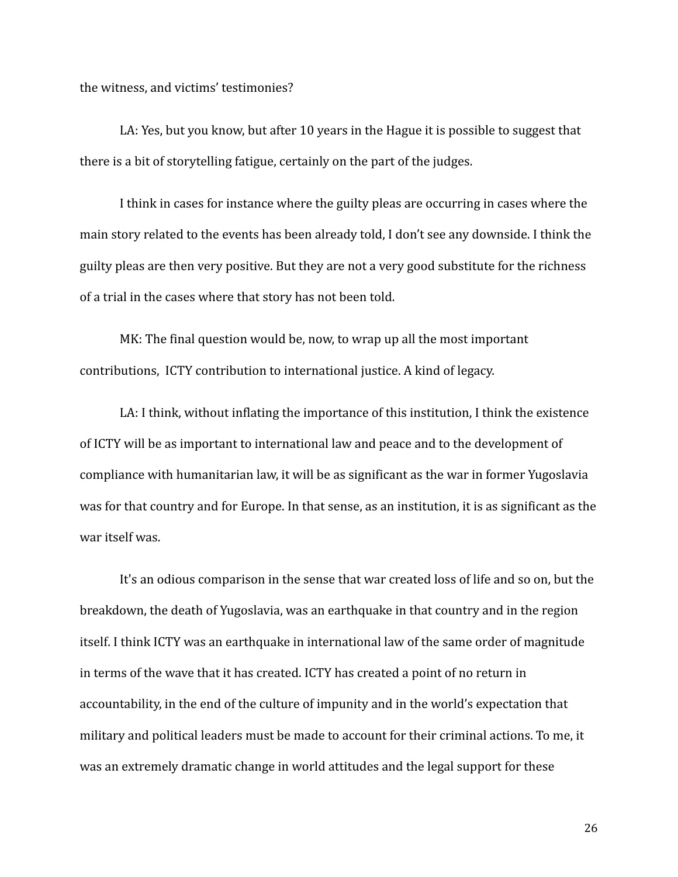the witness, and victims' testimonies?

LA: Yes, but you know, but after 10 years in the Hague it is possible to suggest that there is a bit of storytelling fatigue, certainly on the part of the judges.

I think in cases for instance where the guilty pleas are occurring in cases where the main story related to the events has been already told, I don't see any downside. I think the guilty pleas are then very positive. But they are not a very good substitute for the richness of a trial in the cases where that story has not been told.

MK: The final question would be, now, to wrap up all the most important contributions, ICTY contribution to international justice. A kind of legacy.

LA: I think, without inflating the importance of this institution, I think the existence of ICTY will be as important to international law and peace and to the development of compliance with humanitarian law, it will be as significant as the war in former Yugoslavia was for that country and for Europe. In that sense, as an institution, it is as significant as the war itself was.

It's an odious comparison in the sense that war created loss of life and so on, but the breakdown, the death of Yugoslavia, was an earthquake in that country and in the region itself. I think ICTY was an earthquake in international law of the same order of magnitude in terms of the wave that it has created. ICTY has created a point of no return in accountability, in the end of the culture of impunity and in the world's expectation that military and political leaders must be made to account for their criminal actions. To me, it was an extremely dramatic change in world attitudes and the legal support for these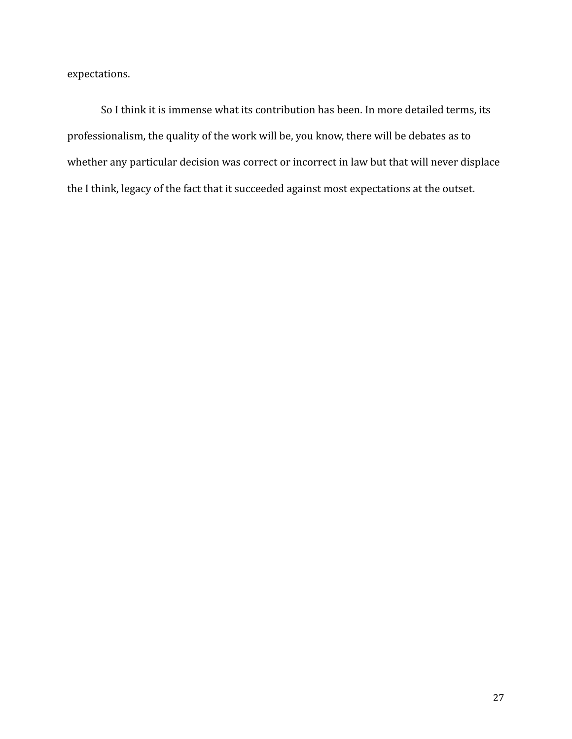expectations.

So I think it is immense what its contribution has been. In more detailed terms, its professionalism, the quality of the work will be, you know, there will be debates as to whether any particular decision was correct or incorrect in law but that will never displace the I think, legacy of the fact that it succeeded against most expectations at the outset.